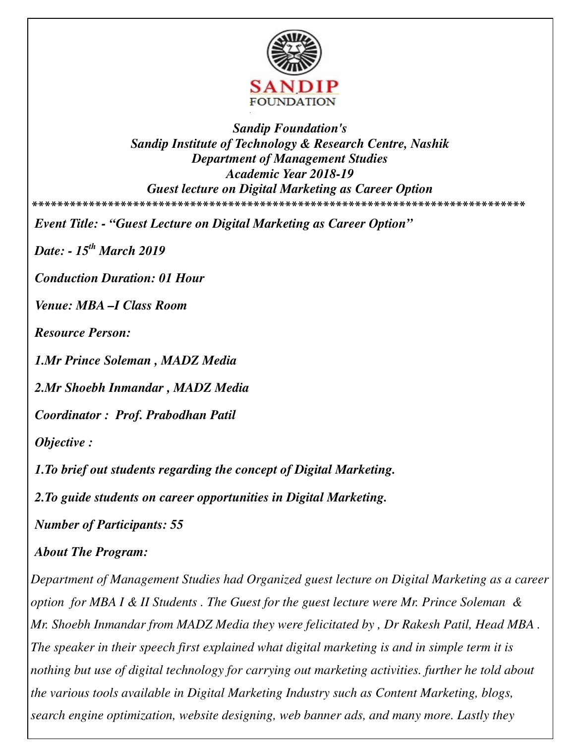SANDIP FOUNDATION

***Sandip Foundation's***
***Sandip Institute of Technology & Research Centre, Nashik***
***Department of Management Studies***
***Academic Year 2018-19***
***Guest lecture on Digital Marketing as Career Option***

*******************************************************************************

***Event Title: - "Guest Lecture on Digital Marketing as Career Option"***

***Date: - 15th March 2019***

***Conduction Duration: 01 Hour***

***Venue: MBA –I Class Room***

***Resource Person:***

***1.Mr Prince Soleman , MADZ Media***

***2.Mr Shoebh Inmandar , MADZ Media***

***Coordinator : Prof. Prabodhan Patil***

***Objective :***

***1.To brief out students regarding the concept of Digital Marketing.***

***2.To guide students on career opportunities in Digital Marketing.***

***Number of Participants: 55***

***About The Program:***

*Department of Management Studies had Organized guest lecture on Digital Marketing as a career option for MBA I & II Students . The Guest for the guest lecture were Mr. Prince Soleman & Mr. Shoebh Inmandar from MADZ Media they were felicitated by , Dr Rakesh Patil, Head MBA . The speaker in their speech first explained what digital marketing is and in simple term it is nothing but use of digital technology for carrying out marketing activities. further he told about the various tools available in Digital Marketing Industry such as Content Marketing, blogs, search engine optimization, website designing, web banner ads, and many more. Lastly they*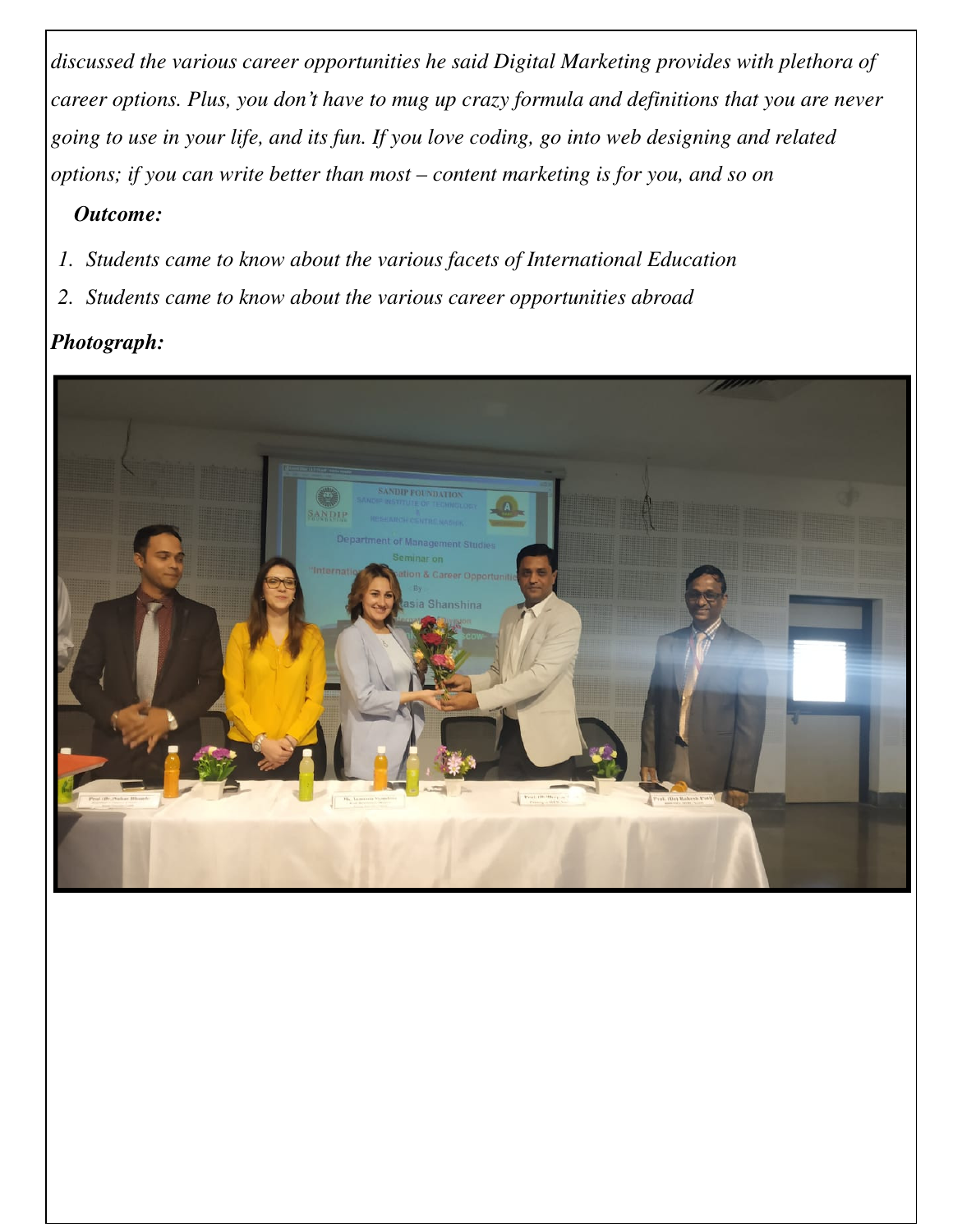*discussed the various career opportunities he said Digital Marketing provides with plethora of career options. Plus, you don't have to mug up crazy formula and definitions that you are never going to use in your life, and its fun. If you love coding, go into web designing and related options; if you can write better than most – content marketing is for you, and so on*

***Outcome:***

1. *Students came to know about the various facets of International Education*
2. *Students came to know about the various career opportunities abroad*

***Photograph:***